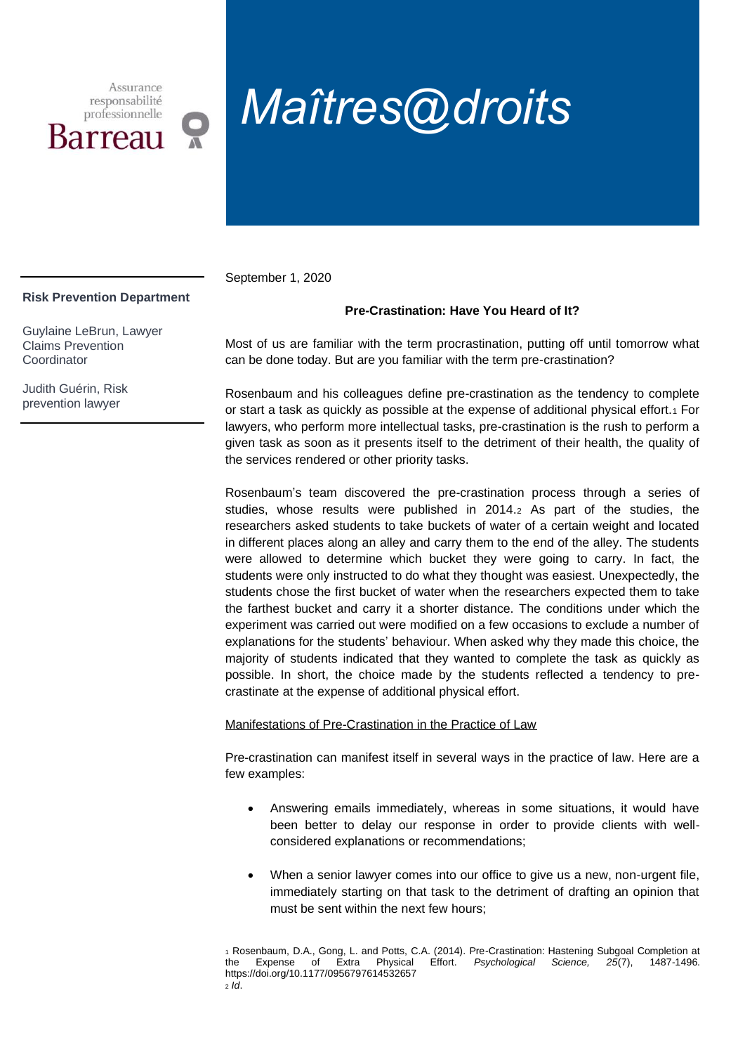Assurance responsabilité professionnelle Barreau

# Maîtres@droits

**Risk Prevention Department**

Guylaine LeBrun, Lawyer
Claims Prevention Coordinator

Judith Guérin, Risk prevention lawyer

September 1, 2020

## Pre-Crastination: Have You Heard of It?

Most of us are familiar with the term procrastination, putting off until tomorrow what can be done today. But are you familiar with the term pre-crastination?

Rosenbaum and his colleagues define pre-crastination as the tendency to complete or start a task as quickly as possible at the expense of additional physical effort.[1] For lawyers, who perform more intellectual tasks, pre-crastination is the rush to perform a given task as soon as it presents itself to the detriment of their health, the quality of the services rendered or other priority tasks.

Rosenbaum's team discovered the pre-crastination process through a series of studies, whose results were published in 2014.[2] As part of the studies, the researchers asked students to take buckets of water of a certain weight and located in different places along an alley and carry them to the end of the alley. The students were allowed to determine which bucket they were going to carry. In fact, the students were only instructed to do what they thought was easiest. Unexpectedly, the students chose the first bucket of water when the researchers expected them to take the farthest bucket and carry it a shorter distance. The conditions under which the experiment was carried out were modified on a few occasions to exclude a number of explanations for the students' behaviour. When asked why they made this choice, the majority of students indicated that they wanted to complete the task as quickly as possible. In short, the choice made by the students reflected a tendency to pre-crastinate at the expense of additional physical effort.

<u>Manifestations of Pre-Crastination in the Practice of Law</u>

Pre-crastination can manifest itself in several ways in the practice of law. Here are a few examples:

- Answering emails immediately, whereas in some situations, it would have been better to delay our response in order to provide clients with well-considered explanations or recommendations;
- When a senior lawyer comes into our office to give us a new, non-urgent file, immediately starting on that task to the detriment of drafting an opinion that must be sent within the next few hours;

[1] Rosenbaum, D.A., Gong, L. and Potts, C.A. (2014). Pre-Crastination: Hastening Subgoal Completion at the Expense of Extra Physical Effort. *Psychological Science, 25*(7), 1487-1496. https://doi.org/10.1177/0956797614532657

[2] *Id*.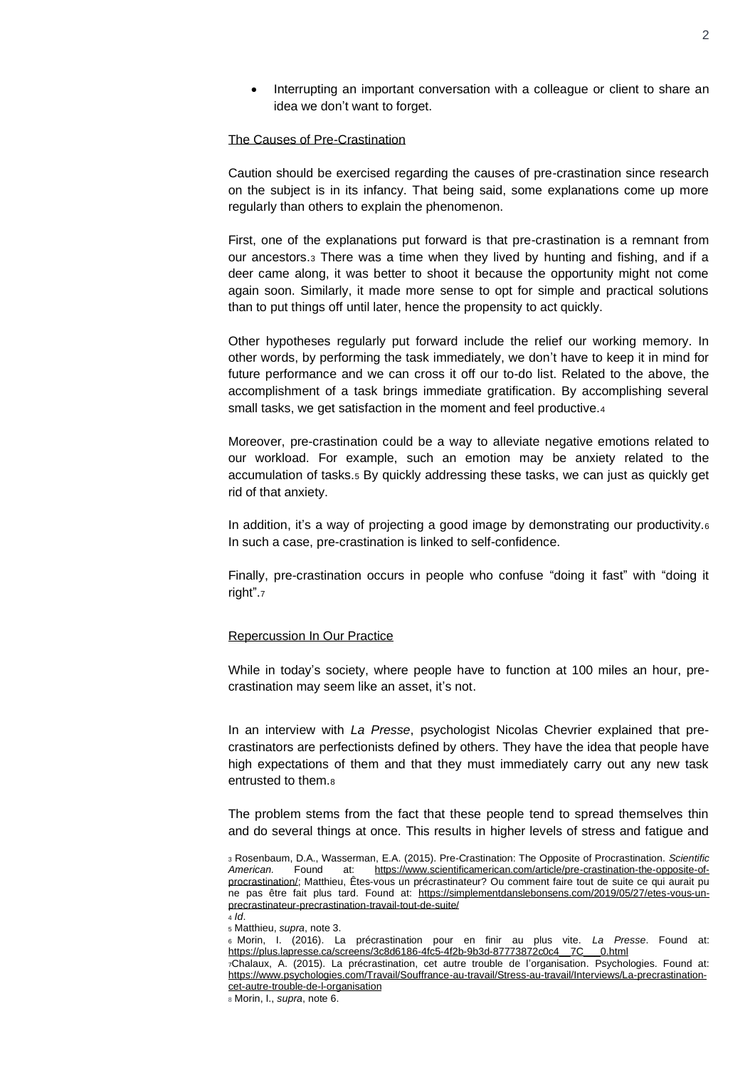- Interrupting an important conversation with a colleague or client to share an idea we don't want to forget.

## The Causes of Pre-Crastination

Caution should be exercised regarding the causes of pre-crastination since research on the subject is in its infancy. That being said, some explanations come up more regularly than others to explain the phenomenon.

First, one of the explanations put forward is that pre-crastination is a remnant from our ancestors.[3] There was a time when they lived by hunting and fishing, and if a deer came along, it was better to shoot it because the opportunity might not come again soon. Similarly, it made more sense to opt for simple and practical solutions than to put things off until later, hence the propensity to act quickly.

Other hypotheses regularly put forward include the relief our working memory. In other words, by performing the task immediately, we don't have to keep it in mind for future performance and we can cross it off our to-do list. Related to the above, the accomplishment of a task brings immediate gratification. By accomplishing several small tasks, we get satisfaction in the moment and feel productive.[4]

Moreover, pre-crastination could be a way to alleviate negative emotions related to our workload. For example, such an emotion may be anxiety related to the accumulation of tasks.[5] By quickly addressing these tasks, we can just as quickly get rid of that anxiety.

In addition, it's a way of projecting a good image by demonstrating our productivity.[6] In such a case, pre-crastination is linked to self-confidence.

Finally, pre-crastination occurs in people who confuse "doing it fast" with "doing it right".[7]

## Repercussion In Our Practice

While in today's society, where people have to function at 100 miles an hour, pre-crastination may seem like an asset, it's not.

In an interview with *La Presse*, psychologist Nicolas Chevrier explained that pre-crastinators are perfectionists defined by others. They have the idea that people have high expectations of them and that they must immediately carry out any new task entrusted to them.[8]

The problem stems from the fact that these people tend to spread themselves thin and do several things at once. This results in higher levels of stress and fatigue and

---

[3] Rosenbaum, D.A., Wasserman, E.A. (2015). Pre-Crastination: The Opposite of Procrastination. *Scientific American.* Found at: https://www.scientificamerican.com/article/pre-crastination-the-opposite-of-procrastination/; Matthieu, Êtes-vous un précrastinateur? Ou comment faire tout de suite ce qui aurait pu ne pas être fait plus tard. Found at: https://simplementdanslebonsens.com/2019/05/27/etes-vous-un-precrastinateur-precrastination-travail-tout-de-suite/

[4] *Id*.

[5] Matthieu, *supra*, note 3.

[6] Morin, I. (2016). La précrastination pour en finir au plus vite. *La Presse*. Found at: https://plus.lapresse.ca/screens/3c8d6186-4fc5-4f2b-9b3d-87773872c0c4__7C___0.html

[7] Chalaux, A. (2015). La précrastination, cet autre trouble de l'organisation. Psychologies. Found at: https://www.psychologies.com/Travail/Souffrance-au-travail/Stress-au-travail/Interviews/La-precrastination-cet-autre-trouble-de-l-organisation

[8] Morin, I., *supra*, note 6.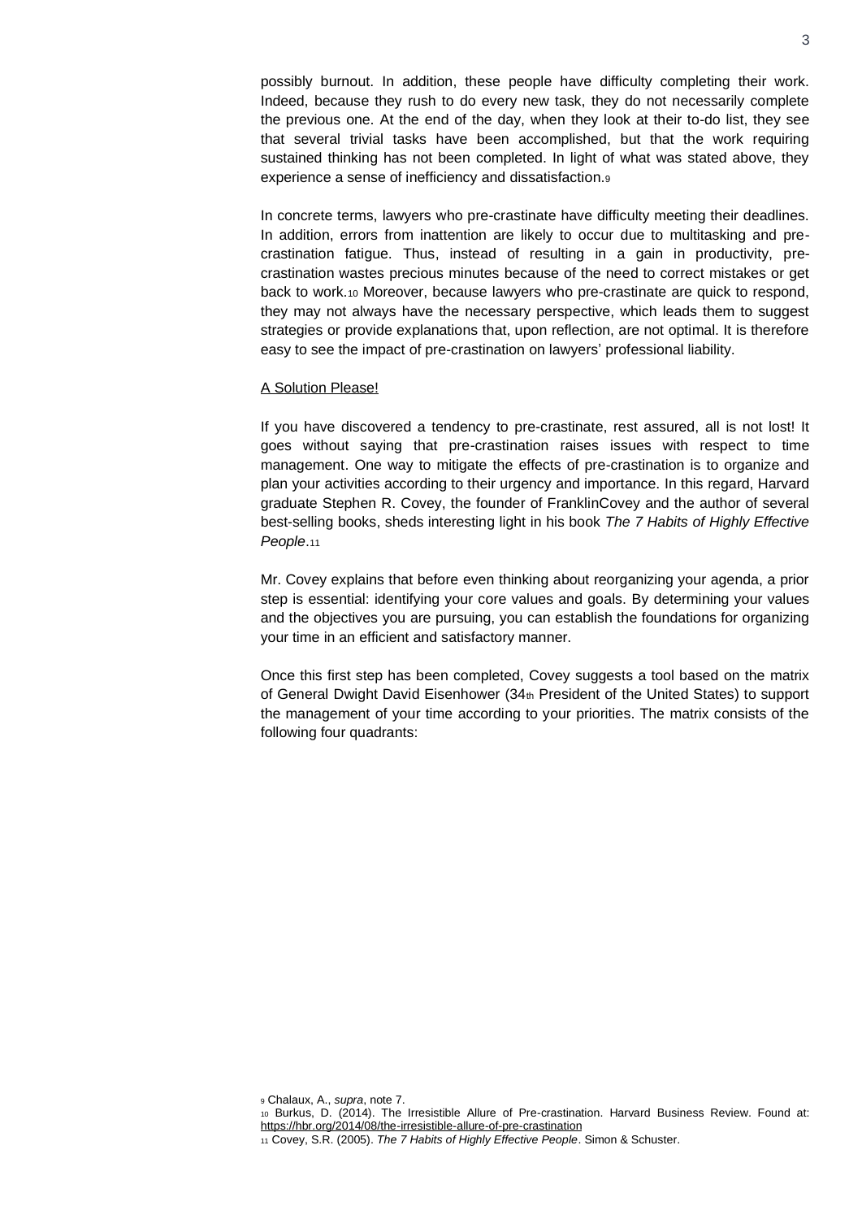possibly burnout. In addition, these people have difficulty completing their work. Indeed, because they rush to do every new task, they do not necessarily complete the previous one. At the end of the day, when they look at their to-do list, they see that several trivial tasks have been accomplished, but that the work requiring sustained thinking has not been completed. In light of what was stated above, they experience a sense of inefficiency and dissatisfaction.[9]

In concrete terms, lawyers who pre-crastinate have difficulty meeting their deadlines. In addition, errors from inattention are likely to occur due to multitasking and pre-crastination fatigue. Thus, instead of resulting in a gain in productivity, pre-crastination wastes precious minutes because of the need to correct mistakes or get back to work.[10] Moreover, because lawyers who pre-crastinate are quick to respond, they may not always have the necessary perspective, which leads them to suggest strategies or provide explanations that, upon reflection, are not optimal. It is therefore easy to see the impact of pre-crastination on lawyers' professional liability.

A Solution Please!

If you have discovered a tendency to pre-crastinate, rest assured, all is not lost! It goes without saying that pre-crastination raises issues with respect to time management. One way to mitigate the effects of pre-crastination is to organize and plan your activities according to their urgency and importance. In this regard, Harvard graduate Stephen R. Covey, the founder of FranklinCovey and the author of several best-selling books, sheds interesting light in his book *The 7 Habits of Highly Effective People*.[11]

Mr. Covey explains that before even thinking about reorganizing your agenda, a prior step is essential: identifying your core values and goals. By determining your values and the objectives you are pursuing, you can establish the foundations for organizing your time in an efficient and satisfactory manner.

Once this first step has been completed, Covey suggests a tool based on the matrix of General Dwight David Eisenhower (34th President of the United States) to support the management of your time according to your priorities. The matrix consists of the following four quadrants:

[9] Chalaux, A., *supra*, note 7.

[10] Burkus, D. (2014). The Irresistible Allure of Pre-crastination. Harvard Business Review. Found at: https://hbr.org/2014/08/the-irresistible-allure-of-pre-crastination

[11] Covey, S.R. (2005). *The 7 Habits of Highly Effective People*. Simon & Schuster.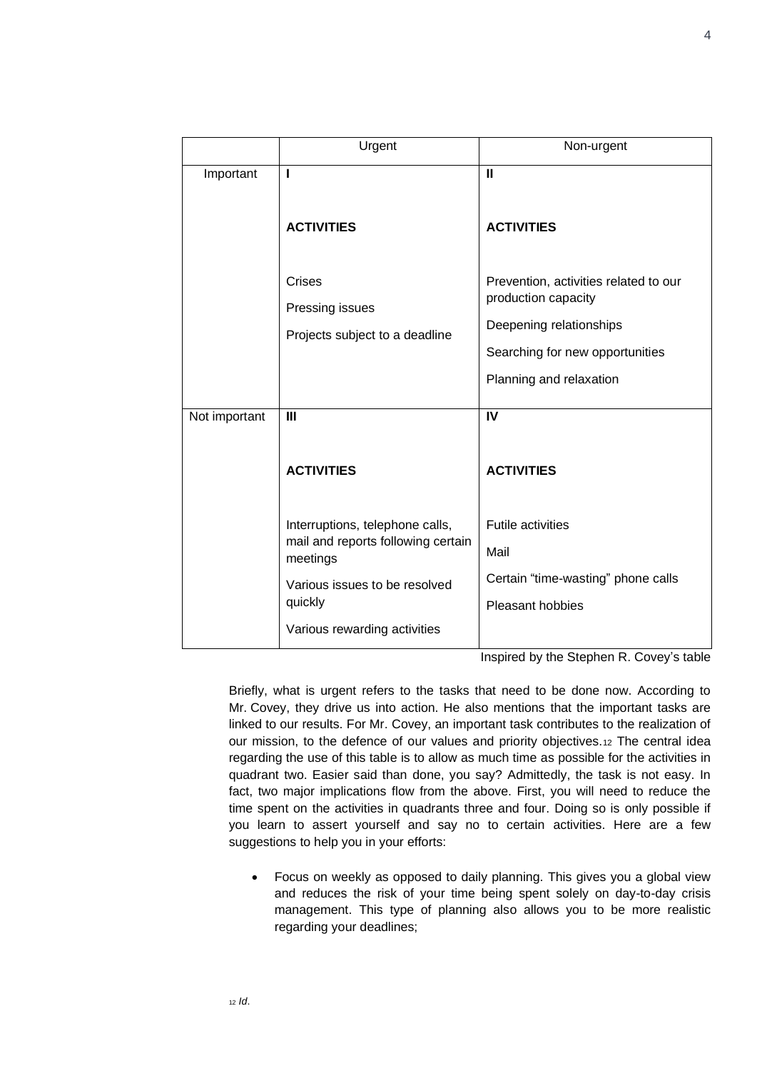| | Urgent | Non-urgent |
|---|---|---|
| Important | **I**<br><br>**ACTIVITIES**<br><br>Crises<br>Pressing issues<br>Projects subject to a deadline | **II**<br><br>**ACTIVITIES**<br><br>Prevention, activities related to our production capacity<br>Deepening relationships<br>Searching for new opportunities<br>Planning and relaxation |
| Not important | **III**<br><br>**ACTIVITIES**<br><br>Interruptions, telephone calls, mail and reports following certain meetings<br>Various issues to be resolved quickly<br>Various rewarding activities | **IV**<br><br>**ACTIVITIES**<br><br>Futile activities<br>Mail<br>Certain "time-wasting" phone calls<br>Pleasant hobbies |

Inspired by the Stephen R. Covey's table

Briefly, what is urgent refers to the tasks that need to be done now. According to Mr. Covey, they drive us into action. He also mentions that the important tasks are linked to our results. For Mr. Covey, an important task contributes to the realization of our mission, to the defence of our values and priority objectives.[12] The central idea regarding the use of this table is to allow as much time as possible for the activities in quadrant two. Easier said than done, you say? Admittedly, the task is not easy. In fact, two major implications flow from the above. First, you will need to reduce the time spent on the activities in quadrants three and four. Doing so is only possible if you learn to assert yourself and say no to certain activities. Here are a few suggestions to help you in your efforts:

- Focus on weekly as opposed to daily planning. This gives you a global view and reduces the risk of your time being spent solely on day-to-day crisis management. This type of planning also allows you to be more realistic regarding your deadlines;

[12] *Id.*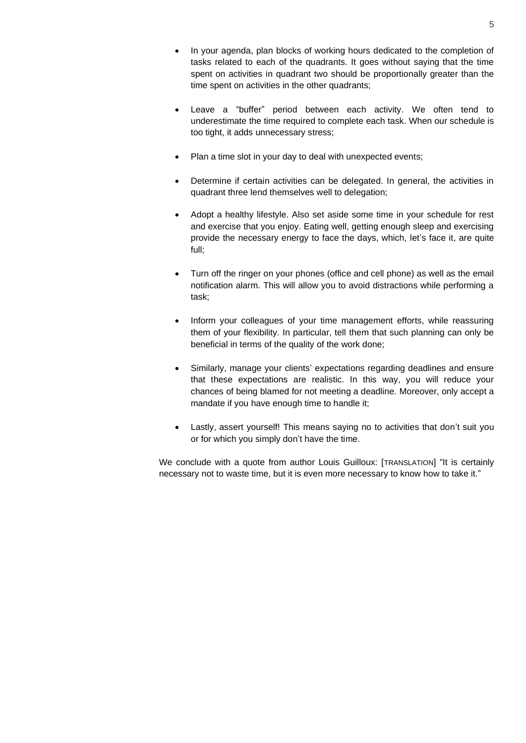- In your agenda, plan blocks of working hours dedicated to the completion of tasks related to each of the quadrants. It goes without saying that the time spent on activities in quadrant two should be proportionally greater than the time spent on activities in the other quadrants;

- Leave a "buffer" period between each activity. We often tend to underestimate the time required to complete each task. When our schedule is too tight, it adds unnecessary stress;

- Plan a time slot in your day to deal with unexpected events;

- Determine if certain activities can be delegated. In general, the activities in quadrant three lend themselves well to delegation;

- Adopt a healthy lifestyle. Also set aside some time in your schedule for rest and exercise that you enjoy. Eating well, getting enough sleep and exercising provide the necessary energy to face the days, which, let's face it, are quite full;

- Turn off the ringer on your phones (office and cell phone) as well as the email notification alarm. This will allow you to avoid distractions while performing a task;

- Inform your colleagues of your time management efforts, while reassuring them of your flexibility. In particular, tell them that such planning can only be beneficial in terms of the quality of the work done;

- Similarly, manage your clients' expectations regarding deadlines and ensure that these expectations are realistic. In this way, you will reduce your chances of being blamed for not meeting a deadline. Moreover, only accept a mandate if you have enough time to handle it;

- Lastly, assert yourself! This means saying no to activities that don't suit you or for which you simply don't have the time.

We conclude with a quote from author Louis Guilloux: [TRANSLATION] "It is certainly necessary not to waste time, but it is even more necessary to know how to take it."